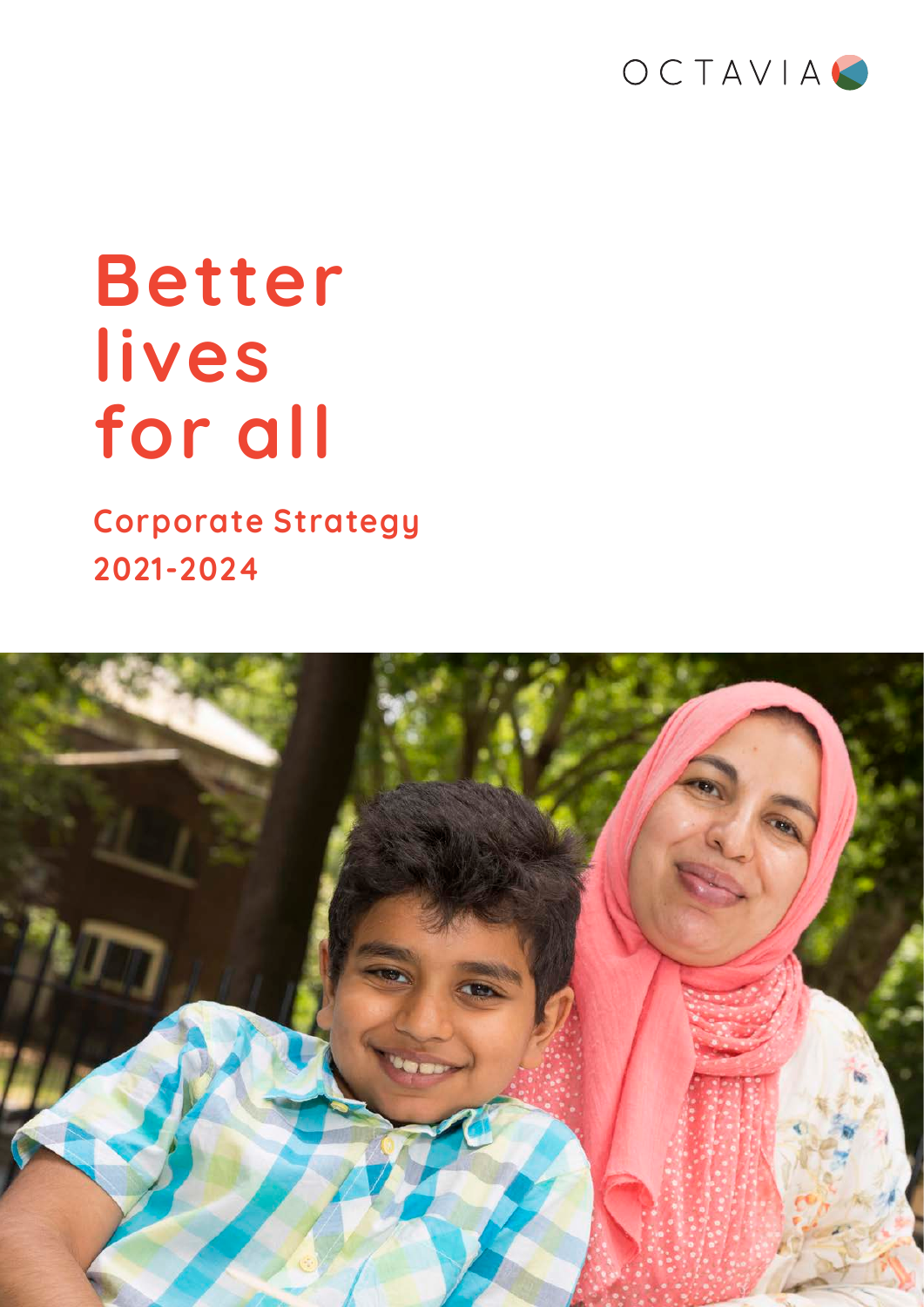OCTAVIA

# Better lives for all

## Corporate Strategy 2021-2024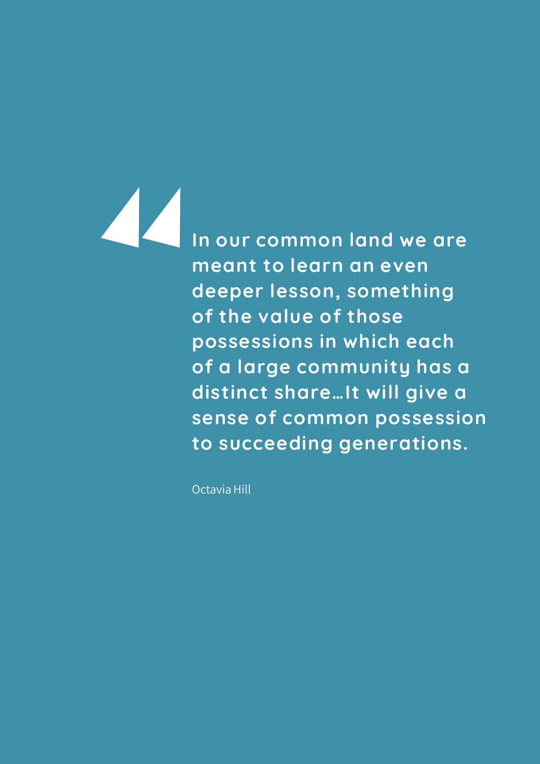> **In our common land we are meant to learn an even deeper lesson, something of the value of those possessions in which each of a large community has a distinct share…It will give a sense of common possession to succeeding generations.**
>
> Octavia Hill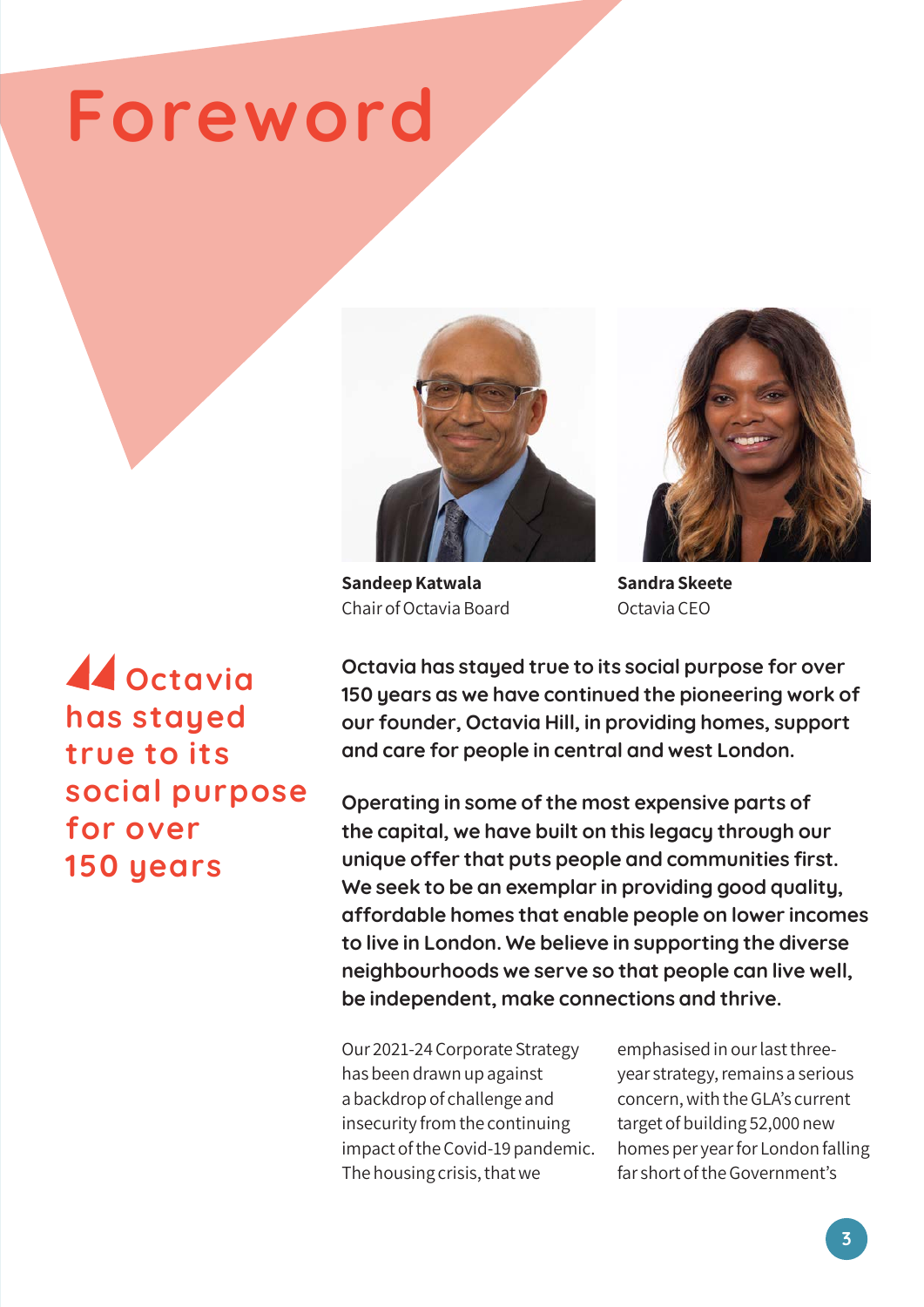# Foreword

**Sandeep Katwala**
Chair of Octavia Board

**Sandra Skeete**
Octavia CEO

> Octavia has stayed true to its social purpose for over 150 years

**Octavia has stayed true to its social purpose for over 150 years as we have continued the pioneering work of our founder, Octavia Hill, in providing homes, support and care for people in central and west London.**

**Operating in some of the most expensive parts of the capital, we have built on this legacy through our unique offer that puts people and communities first. We seek to be an exemplar in providing good quality, affordable homes that enable people on lower incomes to live in London. We believe in supporting the diverse neighbourhoods we serve so that people can live well, be independent, make connections and thrive.**

Our 2021-24 Corporate Strategy has been drawn up against a backdrop of challenge and insecurity from the continuing impact of the Covid-19 pandemic. The housing crisis, that we emphasised in our last three-year strategy, remains a serious concern, with the GLA's current target of building 52,000 new homes per year for London falling far short of the Government's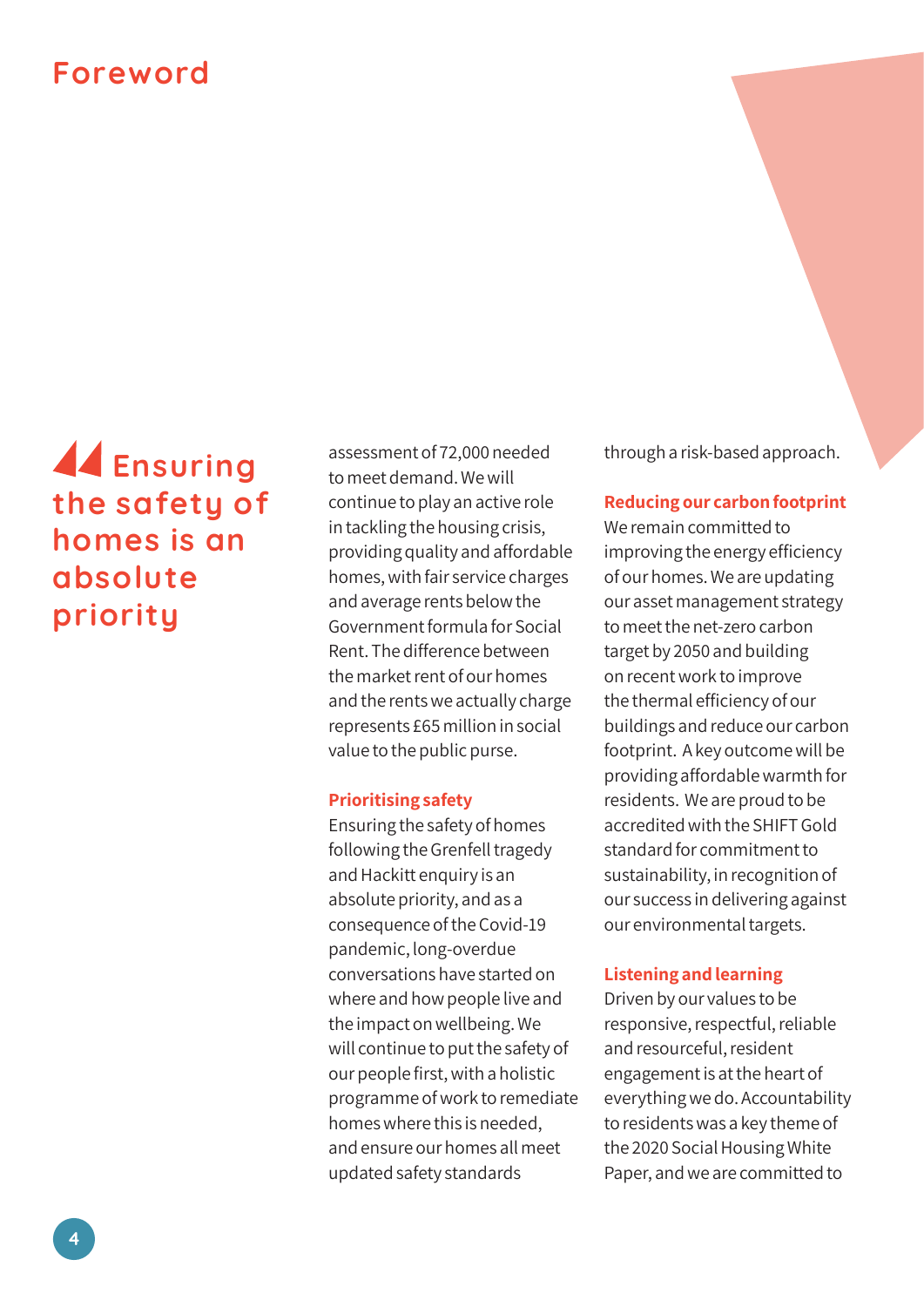# Foreword

> Ensuring the safety of homes is an absolute priority

assessment of 72,000 needed to meet demand. We will continue to play an active role in tackling the housing crisis, providing quality and affordable homes, with fair service charges and average rents below the Government formula for Social Rent. The difference between the market rent of our homes and the rents we actually charge represents £65 million in social value to the public purse.

**Prioritising safety**

Ensuring the safety of homes following the Grenfell tragedy and Hackitt enquiry is an absolute priority, and as a consequence of the Covid-19 pandemic, long-overdue conversations have started on where and how people live and the impact on wellbeing. We will continue to put the safety of our people first, with a holistic programme of work to remediate homes where this is needed, and ensure our homes all meet updated safety standards through a risk-based approach.

**Reducing our carbon footprint**

We remain committed to improving the energy efficiency of our homes. We are updating our asset management strategy to meet the net-zero carbon target by 2050 and building on recent work to improve the thermal efficiency of our buildings and reduce our carbon footprint. A key outcome will be providing affordable warmth for residents. We are proud to be accredited with the SHIFT Gold standard for commitment to sustainability, in recognition of our success in delivering against our environmental targets.

**Listening and learning**

Driven by our values to be responsive, respectful, reliable and resourceful, resident engagement is at the heart of everything we do. Accountability to residents was a key theme of the 2020 Social Housing White Paper, and we are committed to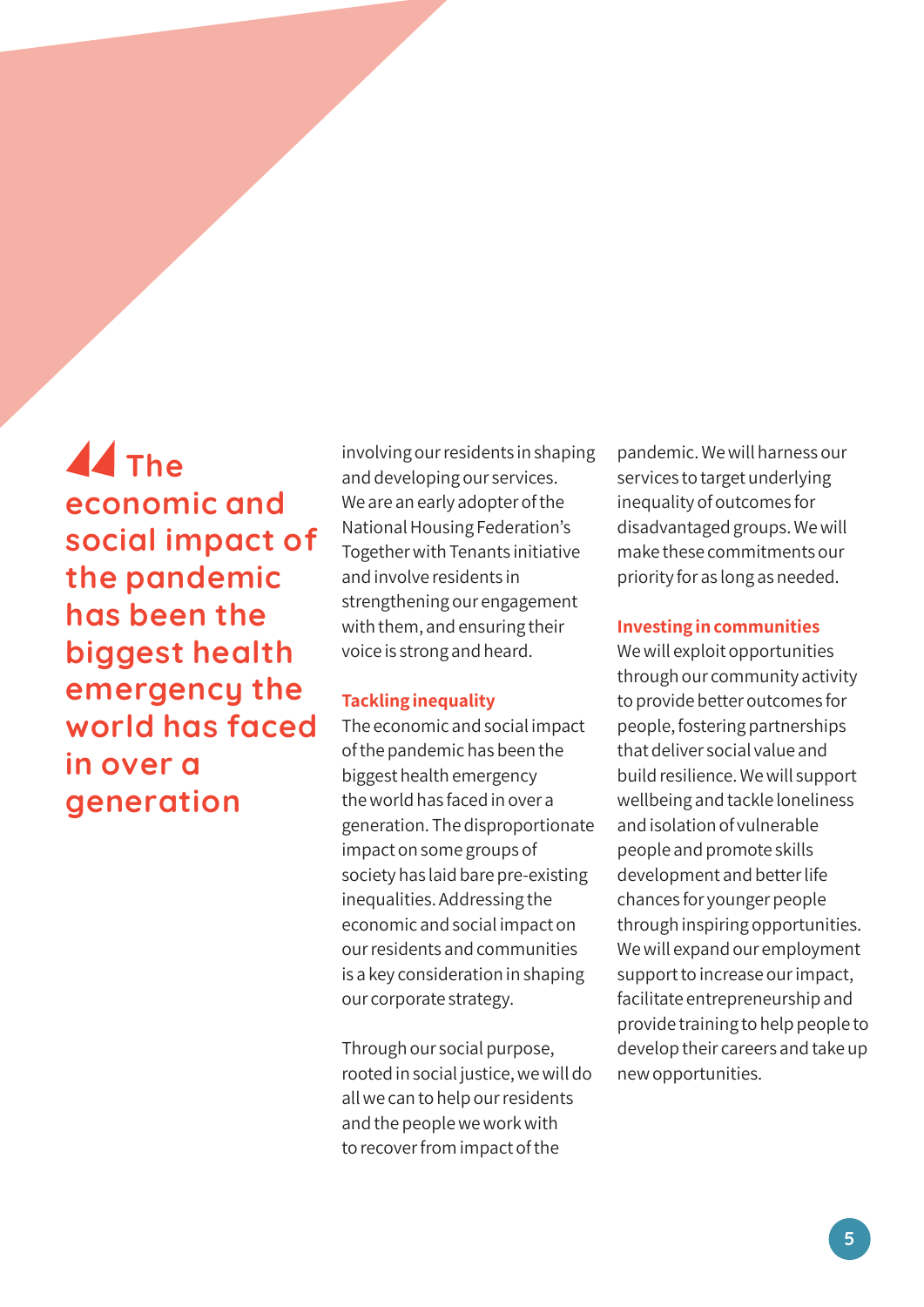> The economic and social impact of the pandemic has been the biggest health emergency the world has faced in over a generation

involving our residents in shaping and developing our services. We are an early adopter of the National Housing Federation's Together with Tenants initiative and involve residents in strengthening our engagement with them, and ensuring their voice is strong and heard.

**Tackling inequality**

The economic and social impact of the pandemic has been the biggest health emergency the world has faced in over a generation. The disproportionate impact on some groups of society has laid bare pre-existing inequalities. Addressing the economic and social impact on our residents and communities is a key consideration in shaping our corporate strategy.

Through our social purpose, rooted in social justice, we will do all we can to help our residents and the people we work with to recover from impact of the pandemic. We will harness our services to target underlying inequality of outcomes for disadvantaged groups. We will make these commitments our priority for as long as needed.

**Investing in communities**

We will exploit opportunities through our community activity to provide better outcomes for people, fostering partnerships that deliver social value and build resilience. We will support wellbeing and tackle loneliness and isolation of vulnerable people and promote skills development and better life chances for younger people through inspiring opportunities. We will expand our employment support to increase our impact, facilitate entrepreneurship and provide training to help people to develop their careers and take up new opportunities.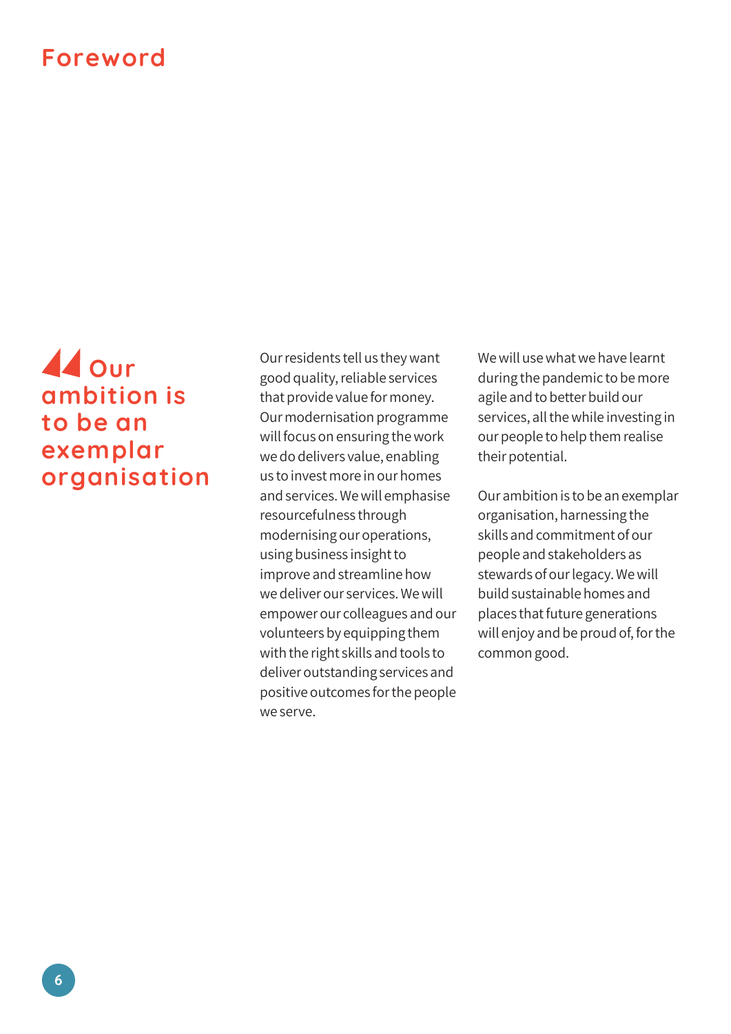# Foreword

> **Our ambition is to be an exemplar organisation**

Our residents tell us they want good quality, reliable services that provide value for money. Our modernisation programme will focus on ensuring the work we do delivers value, enabling us to invest more in our homes and services. We will emphasise resourcefulness through modernising our operations, using business insight to improve and streamline how we deliver our services. We will empower our colleagues and our volunteers by equipping them with the right skills and tools to deliver outstanding services and positive outcomes for the people we serve.

We will use what we have learnt during the pandemic to be more agile and to better build our services, all the while investing in our people to help them realise their potential.

Our ambition is to be an exemplar organisation, harnessing the skills and commitment of our people and stakeholders as stewards of our legacy. We will build sustainable homes and places that future generations will enjoy and be proud of, for the common good.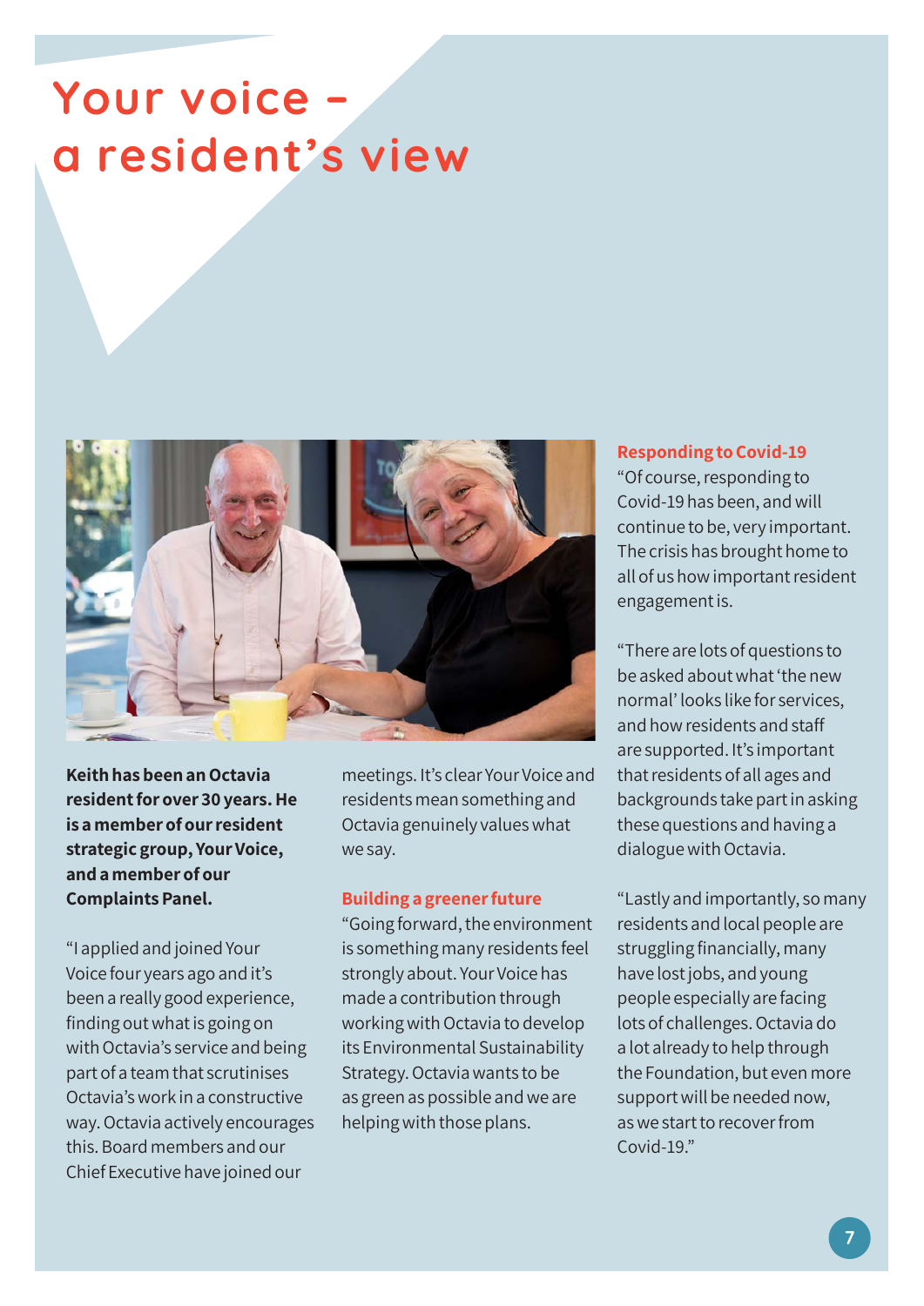# Your voice – a resident's view

**Keith has been an Octavia resident for over 30 years. He is a member of our resident strategic group, Your Voice, and a member of our Complaints Panel.**

"I applied and joined Your Voice four years ago and it's been a really good experience, finding out what is going on with Octavia's service and being part of a team that scrutinises Octavia's work in a constructive way. Octavia actively encourages this. Board members and our Chief Executive have joined our meetings. It's clear Your Voice and residents mean something and Octavia genuinely values what we say.

## Building a greener future

"Going forward, the environment is something many residents feel strongly about. Your Voice has made a contribution through working with Octavia to develop its Environmental Sustainability Strategy. Octavia wants to be as green as possible and we are helping with those plans.

## Responding to Covid-19

"Of course, responding to Covid-19 has been, and will continue to be, very important. The crisis has brought home to all of us how important resident engagement is.

"There are lots of questions to be asked about what 'the new normal' looks like for services, and how residents and staff are supported. It's important that residents of all ages and backgrounds take part in asking these questions and having a dialogue with Octavia.

"Lastly and importantly, so many residents and local people are struggling financially, many have lost jobs, and young people especially are facing lots of challenges. Octavia do a lot already to help through the Foundation, but even more support will be needed now, as we start to recover from Covid-19."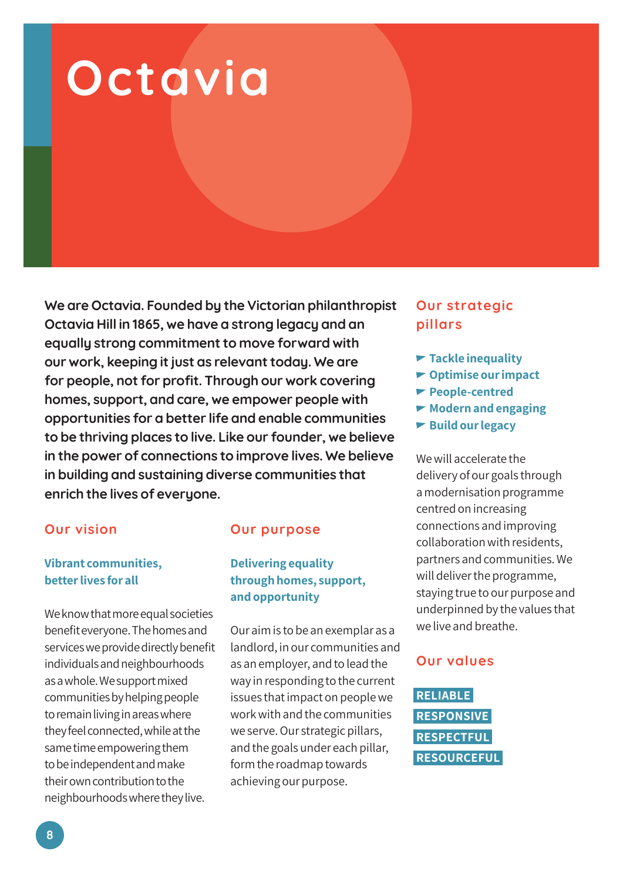# Octavia

**We are Octavia. Founded by the Victorian philanthropist Octavia Hill in 1865, we have a strong legacy and an equally strong commitment to move forward with our work, keeping it just as relevant today. We are for people, not for profit. Through our work covering homes, support, and care, we empower people with opportunities for a better life and enable communities to be thriving places to live. Like our founder, we believe in the power of connections to improve lives. We believe in building and sustaining diverse communities that enrich the lives of everyone.**

## Our vision

**Vibrant communities, better lives for all**

We know that more equal societies benefit everyone. The homes and services we provide directly benefit individuals and neighbourhoods as a whole. We support mixed communities by helping people to remain living in areas where they feel connected, while at the same time empowering them to be independent and make their own contribution to the neighbourhoods where they live.

## Our purpose

**Delivering equality through homes, support, and opportunity**

Our aim is to be an exemplar as a landlord, in our communities and as an employer, and to lead the way in responding to the current issues that impact on people we work with and the communities we serve. Our strategic pillars, and the goals under each pillar, form the roadmap towards achieving our purpose.

## Our strategic pillars

- **Tackle inequality**
- **Optimise our impact**
- **People-centred**
- **Modern and engaging**
- **Build our legacy**

We will accelerate the delivery of our goals through a modernisation programme centred on increasing connections and improving collaboration with residents, partners and communities. We will deliver the programme, staying true to our purpose and underpinned by the values that we live and breathe.

## Our values

**RELIABLE**
**RESPONSIVE**
**RESPECTFUL**
**RESOURCEFUL**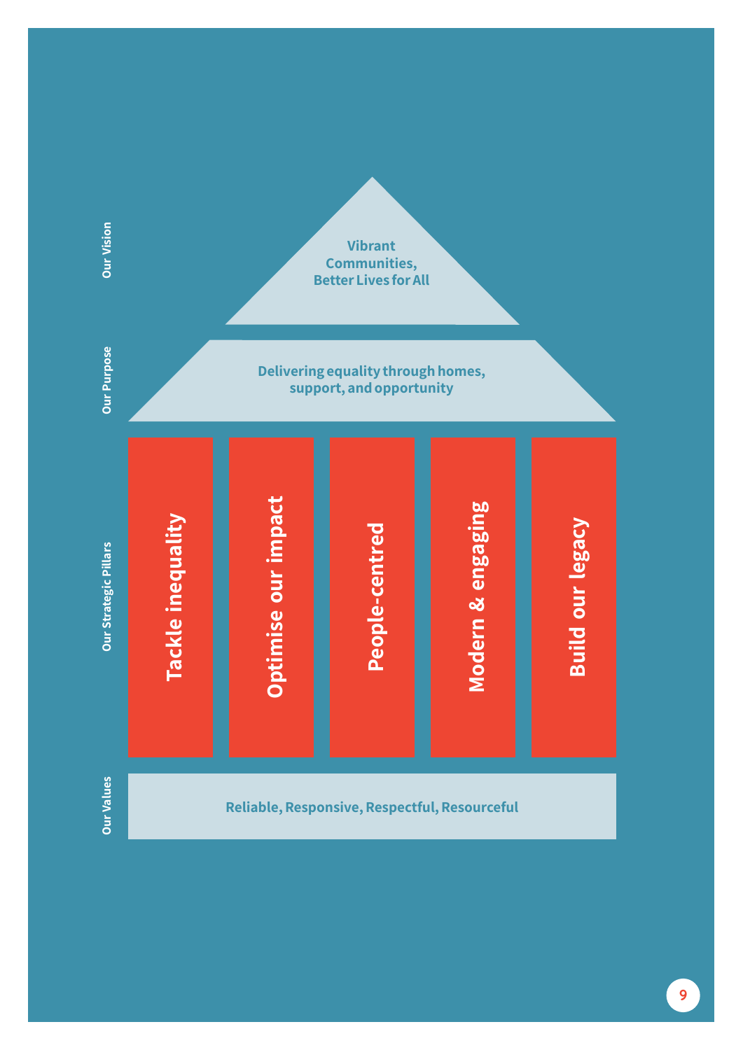## Our Vision

Vibrant Communities, Better Lives for All

## Our Purpose

Delivering equality through homes, support, and opportunity

## Our Strategic Pillars

- Tackle inequality
- Optimise our impact
- People-centred
- Modern & engaging
- Build our legacy

## Our Values

Reliable, Responsive, Respectful, Resourceful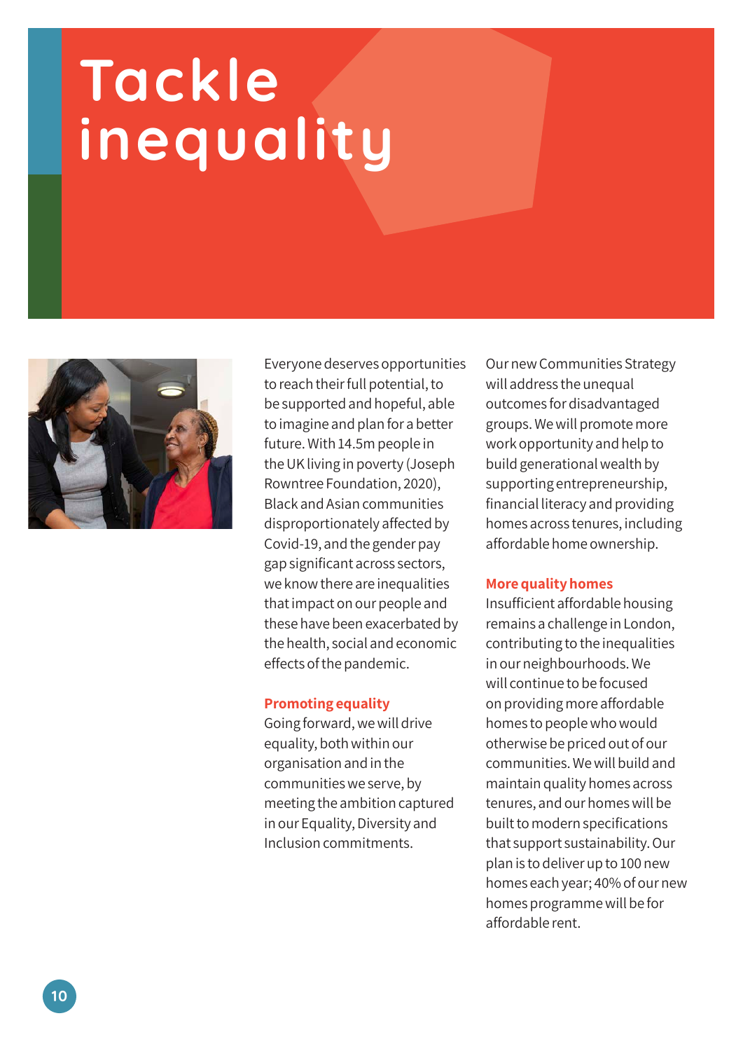# Tackle inequality

Everyone deserves opportunities to reach their full potential, to be supported and hopeful, able to imagine and plan for a better future. With 14.5m people in the UK living in poverty (Joseph Rowntree Foundation, 2020), Black and Asian communities disproportionately affected by Covid-19, and the gender pay gap significant across sectors, we know there are inequalities that impact on our people and these have been exacerbated by the health, social and economic effects of the pandemic.

## Promoting equality

Going forward, we will drive equality, both within our organisation and in the communities we serve, by meeting the ambition captured in our Equality, Diversity and Inclusion commitments.

Our new Communities Strategy will address the unequal outcomes for disadvantaged groups. We will promote more work opportunity and help to build generational wealth by supporting entrepreneurship, financial literacy and providing homes across tenures, including affordable home ownership.

## More quality homes

Insufficient affordable housing remains a challenge in London, contributing to the inequalities in our neighbourhoods. We will continue to be focused on providing more affordable homes to people who would otherwise be priced out of our communities. We will build and maintain quality homes across tenures, and our homes will be built to modern specifications that support sustainability. Our plan is to deliver up to 100 new homes each year; 40% of our new homes programme will be for affordable rent.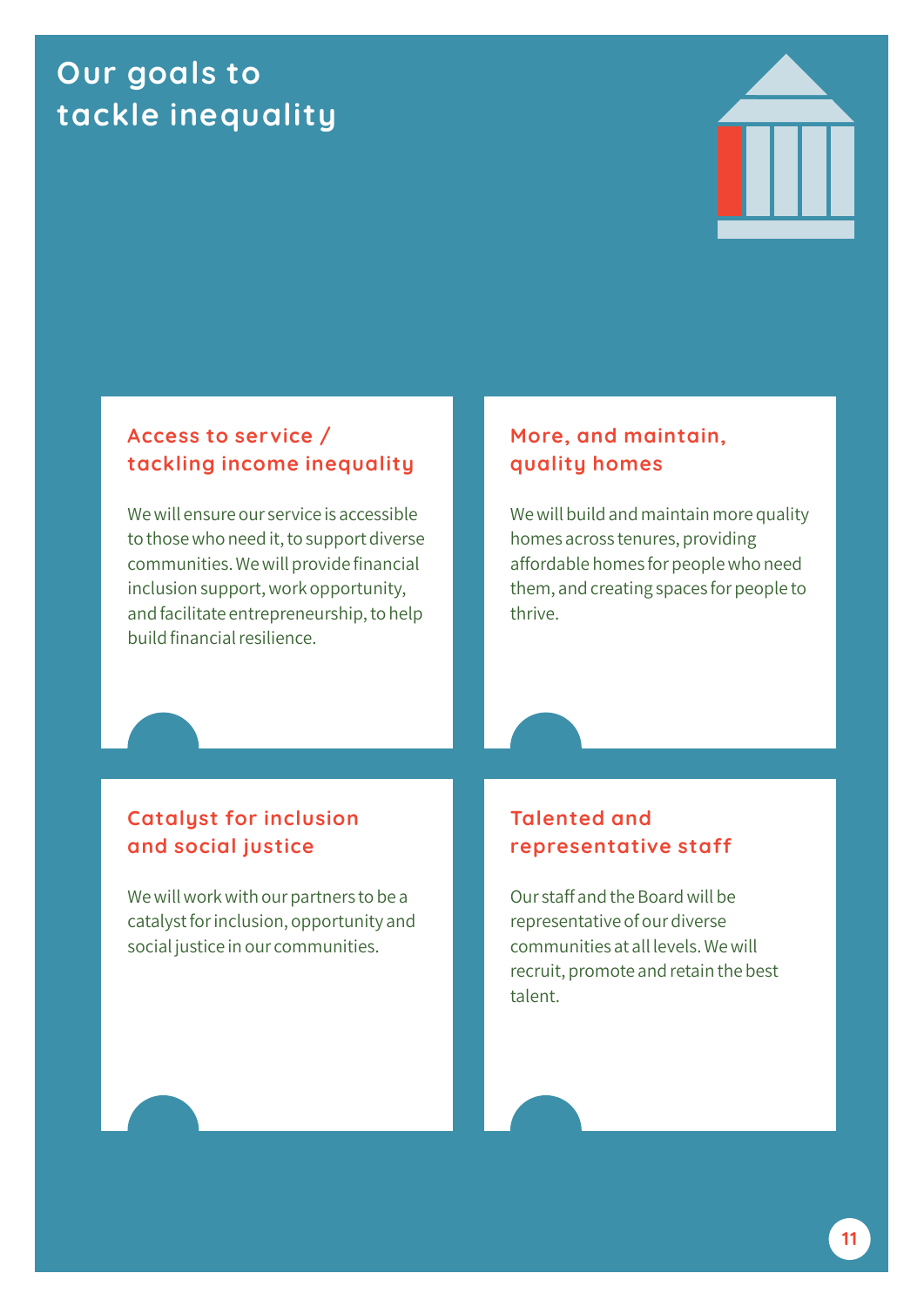# Our goals to tackle inequality

## Access to service / tackling income inequality

We will ensure our service is accessible to those who need it, to support diverse communities. We will provide financial inclusion support, work opportunity, and facilitate entrepreneurship, to help build financial resilience.

## More, and maintain, quality homes

We will build and maintain more quality homes across tenures, providing affordable homes for people who need them, and creating spaces for people to thrive.

## Catalyst for inclusion and social justice

We will work with our partners to be a catalyst for inclusion, opportunity and social justice in our communities.

## Talented and representative staff

Our staff and the Board will be representative of our diverse communities at all levels. We will recruit, promote and retain the best talent.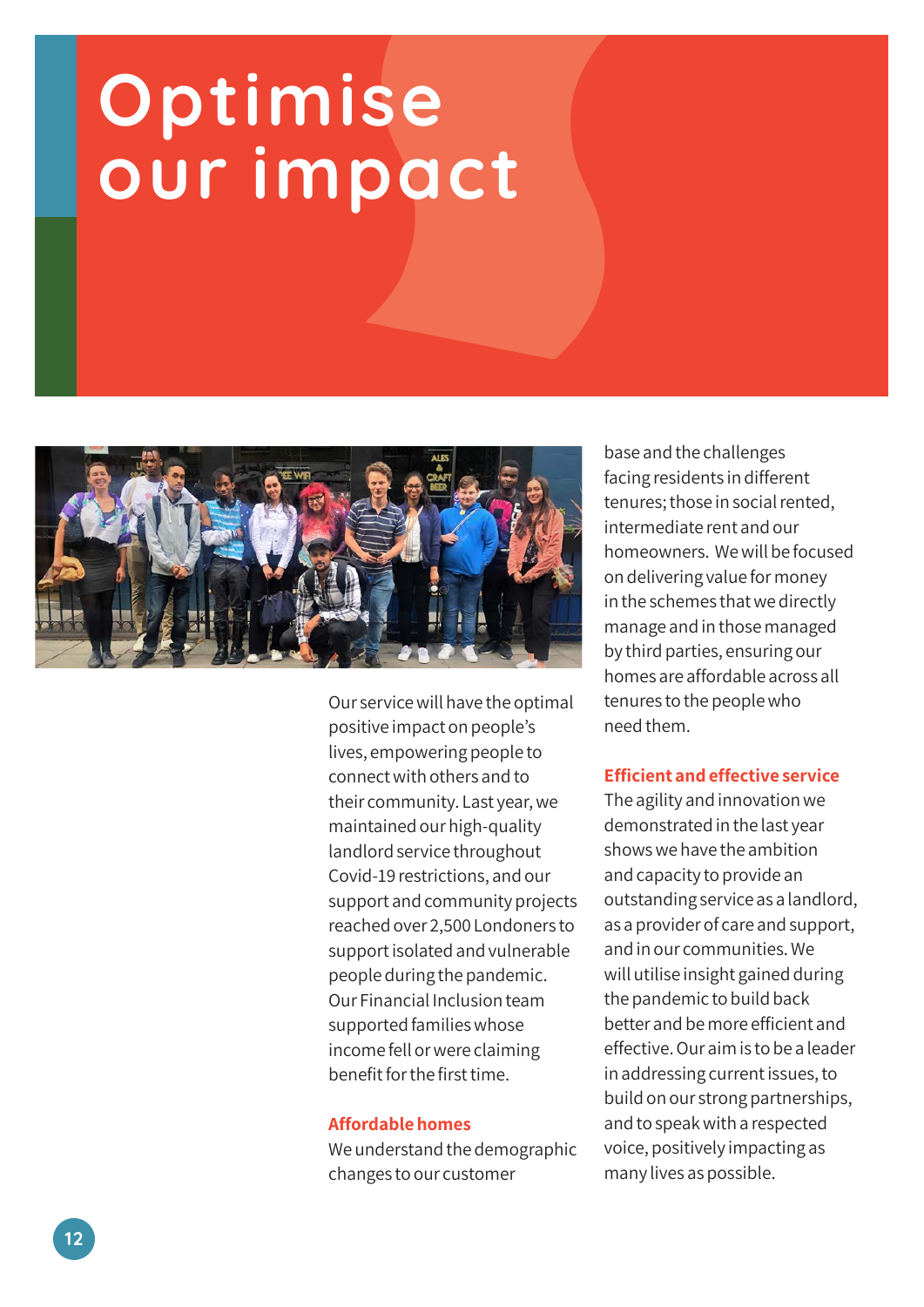# Optimise our impact

Our service will have the optimal positive impact on people's lives, empowering people to connect with others and to their community. Last year, we maintained our high-quality landlord service throughout Covid-19 restrictions, and our support and community projects reached over 2,500 Londoners to support isolated and vulnerable people during the pandemic. Our Financial Inclusion team supported families whose income fell or were claiming benefit for the first time.

### Affordable homes

We understand the demographic changes to our customer base and the challenges facing residents in different tenures; those in social rented, intermediate rent and our homeowners. We will be focused on delivering value for money in the schemes that we directly manage and in those managed by third parties, ensuring our homes are affordable across all tenures to the people who need them.

### Efficient and effective service

The agility and innovation we demonstrated in the last year shows we have the ambition and capacity to provide an outstanding service as a landlord, as a provider of care and support, and in our communities. We will utilise insight gained during the pandemic to build back better and be more efficient and effective. Our aim is to be a leader in addressing current issues, to build on our strong partnerships, and to speak with a respected voice, positively impacting as many lives as possible.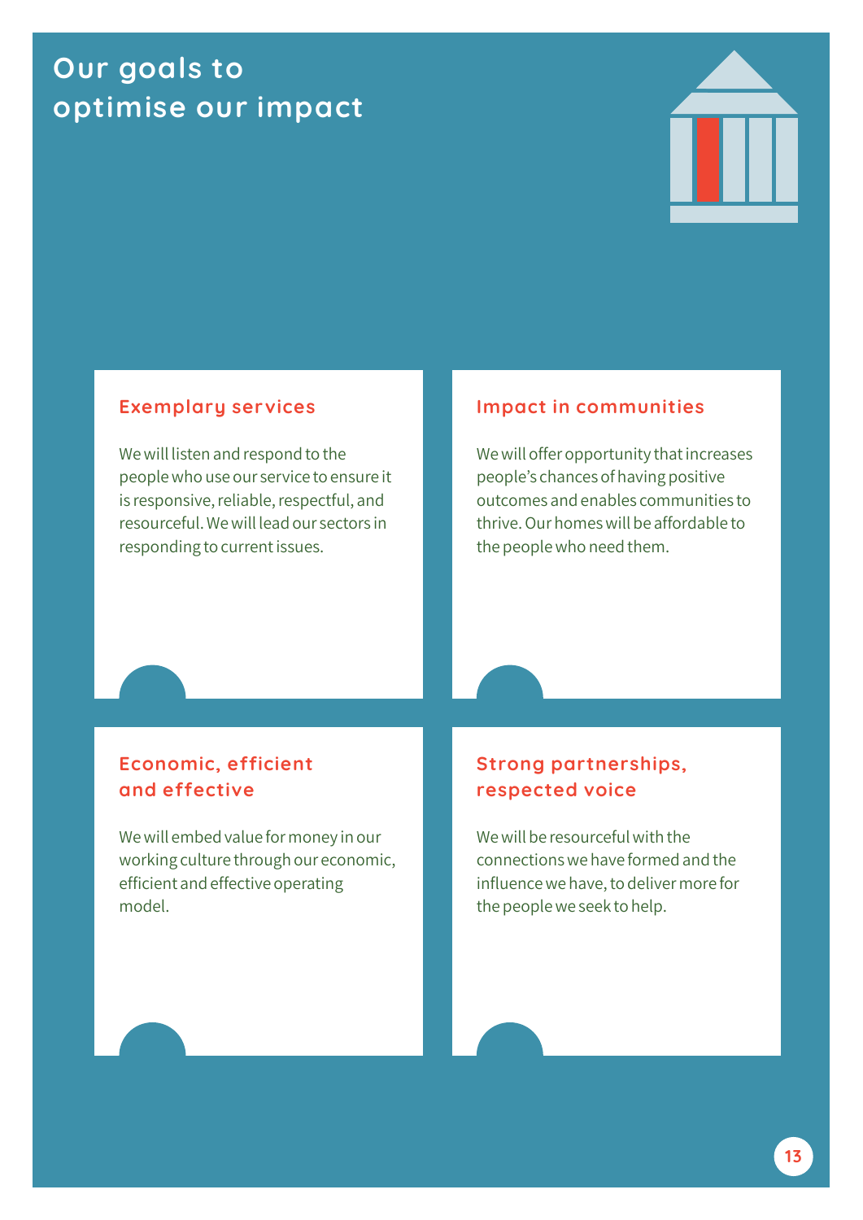# Our goals to optimise our impact

## Exemplary services

We will listen and respond to the people who use our service to ensure it is responsive, reliable, respectful, and resourceful. We will lead our sectors in responding to current issues.

## Impact in communities

We will offer opportunity that increases people's chances of having positive outcomes and enables communities to thrive. Our homes will be affordable to the people who need them.

## Economic, efficient and effective

We will embed value for money in our working culture through our economic, efficient and effective operating model.

## Strong partnerships, respected voice

We will be resourceful with the connections we have formed and the influence we have, to deliver more for the people we seek to help.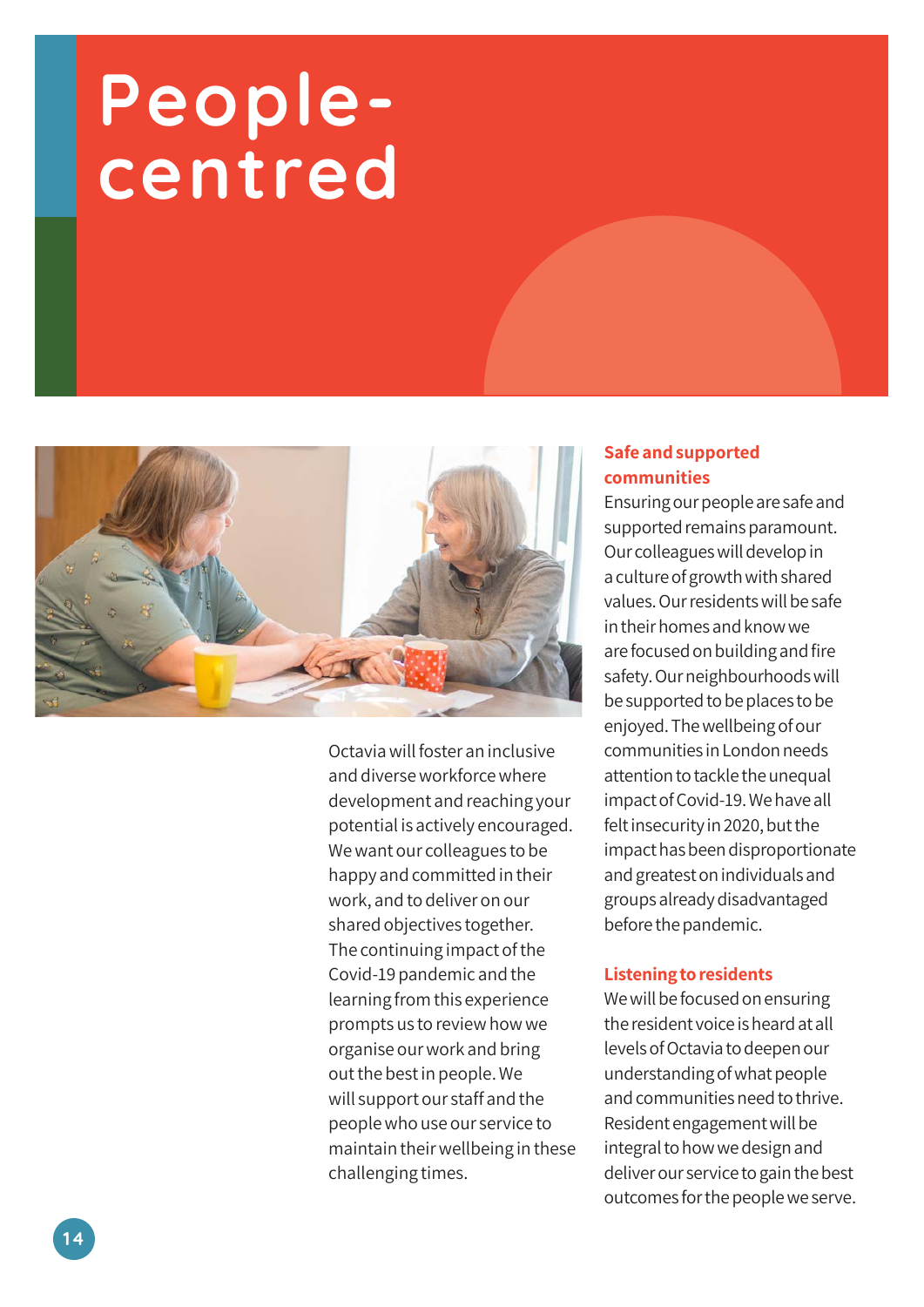# People-centred

Octavia will foster an inclusive and diverse workforce where development and reaching your potential is actively encouraged. We want our colleagues to be happy and committed in their work, and to deliver on our shared objectives together. The continuing impact of the Covid-19 pandemic and the learning from this experience prompts us to review how we organise our work and bring out the best in people. We will support our staff and the people who use our service to maintain their wellbeing in these challenging times.

### Safe and supported communities

Ensuring our people are safe and supported remains paramount. Our colleagues will develop in a culture of growth with shared values. Our residents will be safe in their homes and know we are focused on building and fire safety. Our neighbourhoods will be supported to be places to be enjoyed. The wellbeing of our communities in London needs attention to tackle the unequal impact of Covid-19. We have all felt insecurity in 2020, but the impact has been disproportionate and greatest on individuals and groups already disadvantaged before the pandemic.

### Listening to residents

We will be focused on ensuring the resident voice is heard at all levels of Octavia to deepen our understanding of what people and communities need to thrive. Resident engagement will be integral to how we design and deliver our service to gain the best outcomes for the people we serve.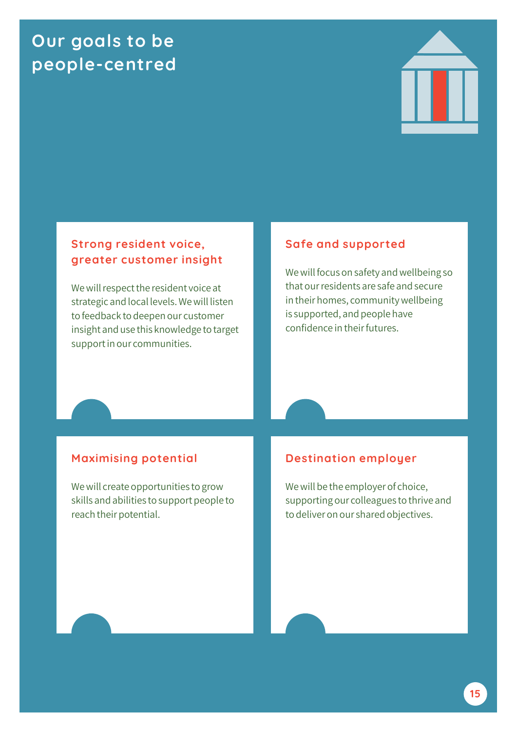# Our goals to be people-centred

## Strong resident voice, greater customer insight

We will respect the resident voice at strategic and local levels. We will listen to feedback to deepen our customer insight and use this knowledge to target support in our communities.

## Safe and supported

We will focus on safety and wellbeing so that our residents are safe and secure in their homes, community wellbeing is supported, and people have confidence in their futures.

## Maximising potential

We will create opportunities to grow skills and abilities to support people to reach their potential.

## Destination employer

We will be the employer of choice, supporting our colleagues to thrive and to deliver on our shared objectives.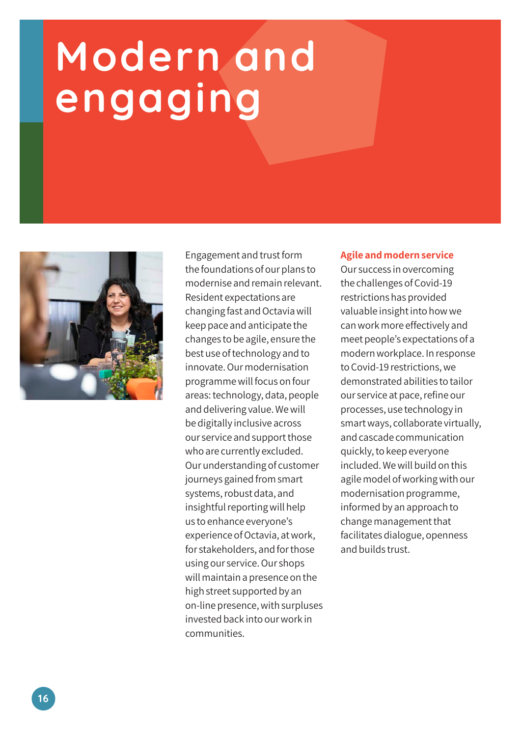# Modern and engaging

Engagement and trust form the foundations of our plans to modernise and remain relevant. Resident expectations are changing fast and Octavia will keep pace and anticipate the changes to be agile, ensure the best use of technology and to innovate. Our modernisation programme will focus on four areas: technology, data, people and delivering value. We will be digitally inclusive across our service and support those who are currently excluded. Our understanding of customer journeys gained from smart systems, robust data, and insightful reporting will help us to enhance everyone's experience of Octavia, at work, for stakeholders, and for those using our service. Our shops will maintain a presence on the high street supported by an on-line presence, with surpluses invested back into our work in communities.

## Agile and modern service

Our success in overcoming the challenges of Covid-19 restrictions has provided valuable insight into how we can work more effectively and meet people's expectations of a modern workplace. In response to Covid-19 restrictions, we demonstrated abilities to tailor our service at pace, refine our processes, use technology in smart ways, collaborate virtually, and cascade communication quickly, to keep everyone included. We will build on this agile model of working with our modernisation programme, informed by an approach to change management that facilitates dialogue, openness and builds trust.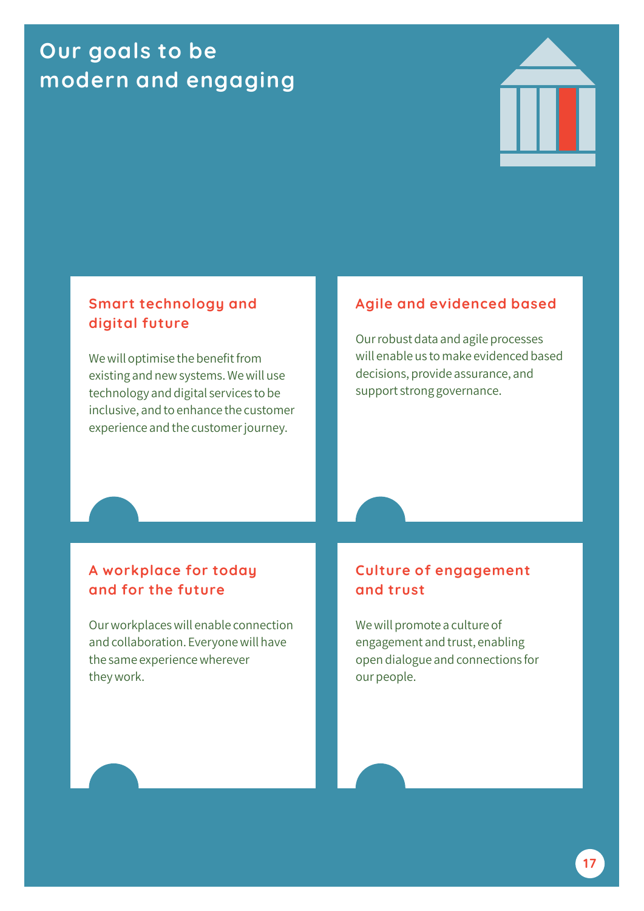# Our goals to be modern and engaging

## Smart technology and digital future

We will optimise the benefit from existing and new systems. We will use technology and digital services to be inclusive, and to enhance the customer experience and the customer journey.

## Agile and evidenced based

Our robust data and agile processes will enable us to make evidenced based decisions, provide assurance, and support strong governance.

## A workplace for today and for the future

Our workplaces will enable connection and collaboration. Everyone will have the same experience wherever they work.

## Culture of engagement and trust

We will promote a culture of engagement and trust, enabling open dialogue and connections for our people.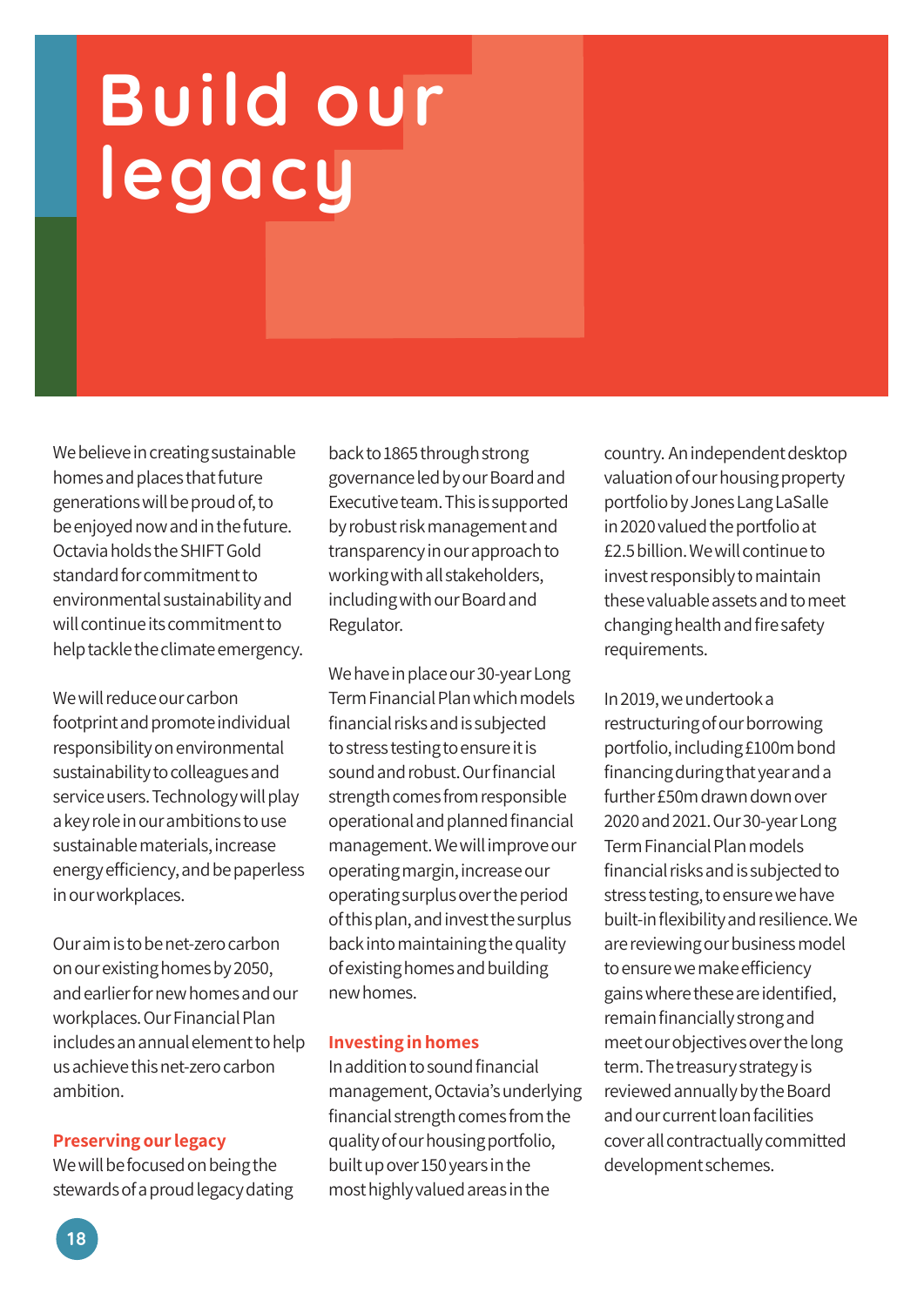# Build our legacy

We believe in creating sustainable homes and places that future generations will be proud of, to be enjoyed now and in the future. Octavia holds the SHIFT Gold standard for commitment to environmental sustainability and will continue its commitment to help tackle the climate emergency.

We will reduce our carbon footprint and promote individual responsibility on environmental sustainability to colleagues and service users. Technology will play a key role in our ambitions to use sustainable materials, increase energy efficiency, and be paperless in our workplaces.

Our aim is to be net-zero carbon on our existing homes by 2050, and earlier for new homes and our workplaces. Our Financial Plan includes an annual element to help us achieve this net-zero carbon ambition.

## Preserving our legacy

We will be focused on being the stewards of a proud legacy dating back to 1865 through strong governance led by our Board and Executive team. This is supported by robust risk management and transparency in our approach to working with all stakeholders, including with our Board and Regulator.

We have in place our 30-year Long Term Financial Plan which models financial risks and is subjected to stress testing to ensure it is sound and robust. Our financial strength comes from responsible operational and planned financial management. We will improve our operating margin, increase our operating surplus over the period of this plan, and invest the surplus back into maintaining the quality of existing homes and building new homes.

## Investing in homes

In addition to sound financial management, Octavia's underlying financial strength comes from the quality of our housing portfolio, built up over 150 years in the most highly valued areas in the country. An independent desktop valuation of our housing property portfolio by Jones Lang LaSalle in 2020 valued the portfolio at £2.5 billion. We will continue to invest responsibly to maintain these valuable assets and to meet changing health and fire safety requirements.

In 2019, we undertook a restructuring of our borrowing portfolio, including £100m bond financing during that year and a further £50m drawn down over 2020 and 2021. Our 30-year Long Term Financial Plan models financial risks and is subjected to stress testing, to ensure we have built-in flexibility and resilience. We are reviewing our business model to ensure we make efficiency gains where these are identified, remain financially strong and meet our objectives over the long term. The treasury strategy is reviewed annually by the Board and our current loan facilities cover all contractually committed development schemes.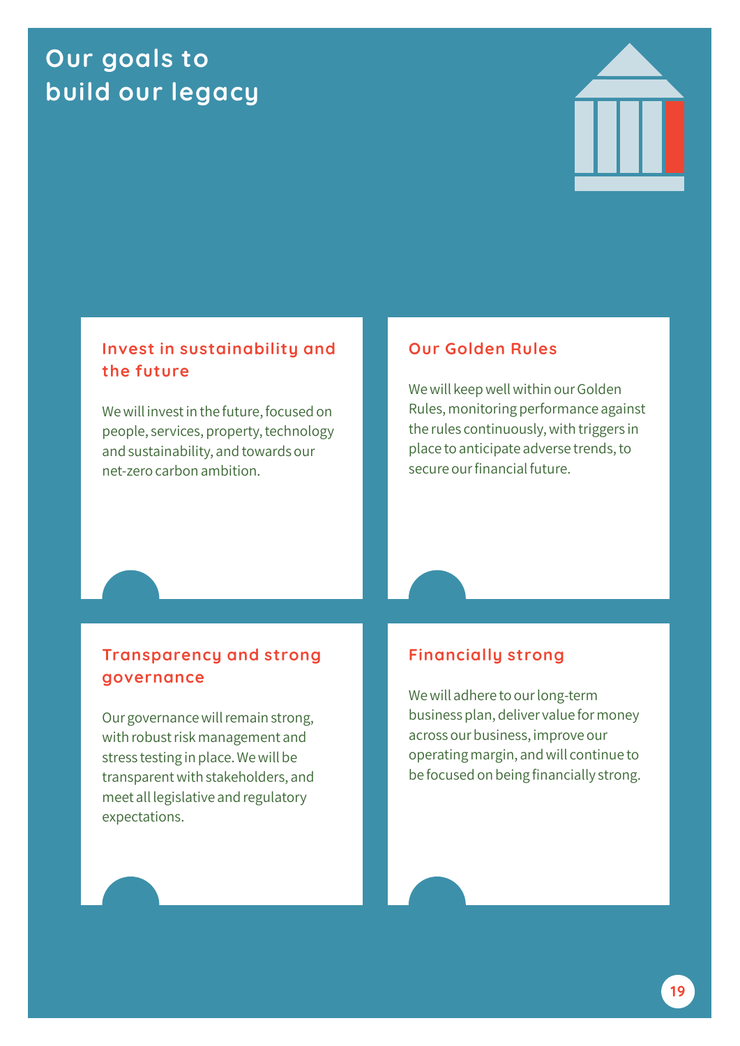# Our goals to build our legacy

### Invest in sustainability and the future

We will invest in the future, focused on people, services, property, technology and sustainability, and towards our net-zero carbon ambition.

### Our Golden Rules

We will keep well within our Golden Rules, monitoring performance against the rules continuously, with triggers in place to anticipate adverse trends, to secure our financial future.

### Transparency and strong governance

Our governance will remain strong, with robust risk management and stress testing in place. We will be transparent with stakeholders, and meet all legislative and regulatory expectations.

### Financially strong

We will adhere to our long-term business plan, deliver value for money across our business, improve our operating margin, and will continue to be focused on being financially strong.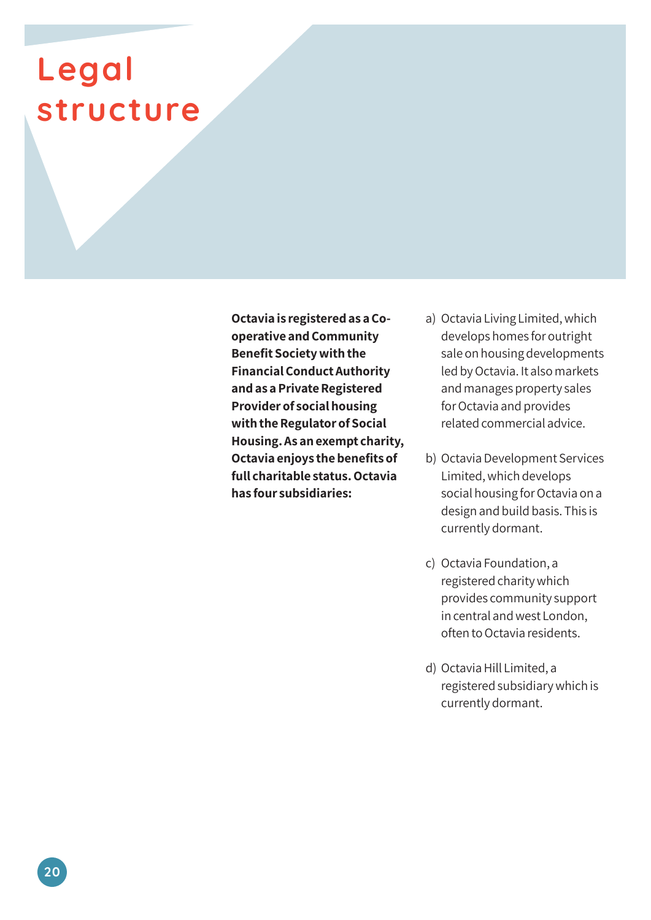# Legal structure

**Octavia is registered as a Co-operative and Community Benefit Society with the Financial Conduct Authority and as a Private Registered Provider of social housing with the Regulator of Social Housing. As an exempt charity, Octavia enjoys the benefits of full charitable status. Octavia has four subsidiaries:**

a) Octavia Living Limited, which develops homes for outright sale on housing developments led by Octavia. It also markets and manages property sales for Octavia and provides related commercial advice.

b) Octavia Development Services Limited, which develops social housing for Octavia on a design and build basis. This is currently dormant.

c) Octavia Foundation, a registered charity which provides community support in central and west London, often to Octavia residents.

d) Octavia Hill Limited, a registered subsidiary which is currently dormant.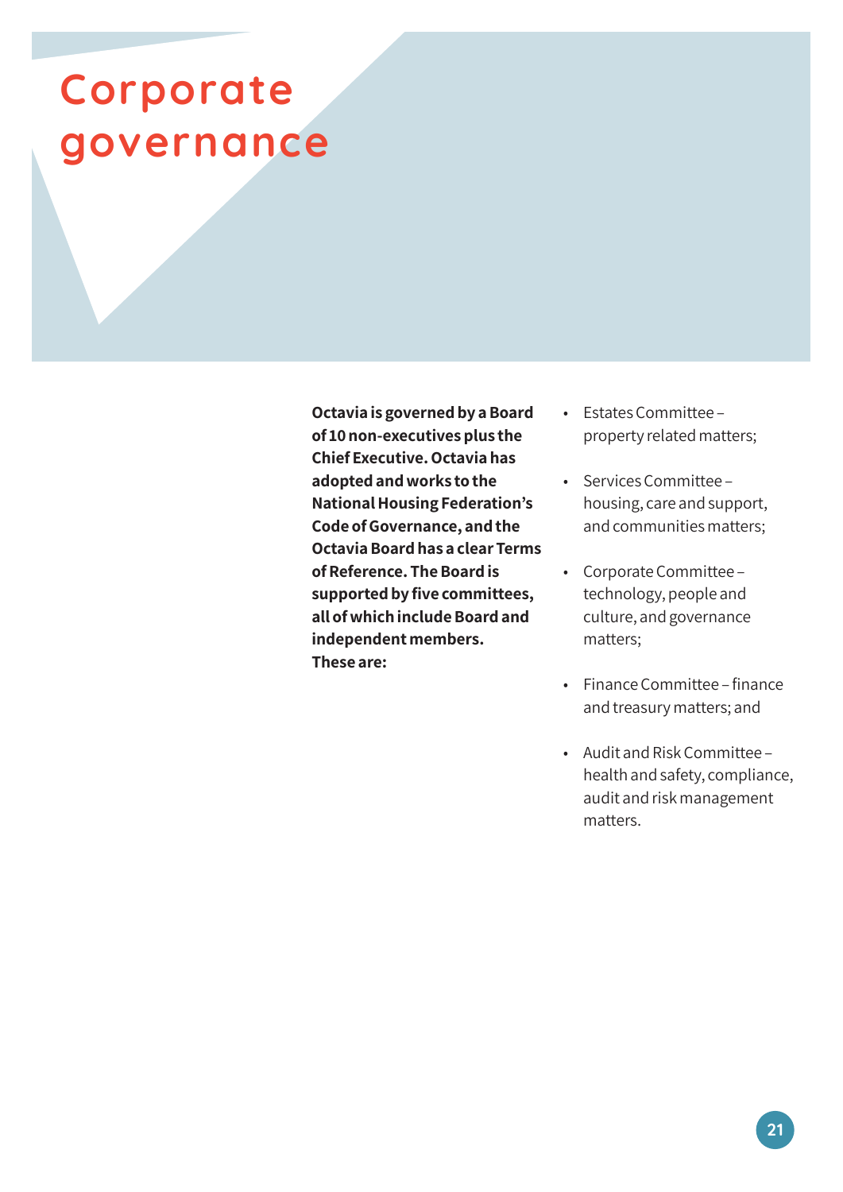# Corporate governance

**Octavia is governed by a Board of 10 non-executives plus the Chief Executive. Octavia has adopted and works to the National Housing Federation's Code of Governance, and the Octavia Board has a clear Terms of Reference. The Board is supported by five committees, all of which include Board and independent members. These are:**

- Estates Committee – property related matters;
- Services Committee – housing, care and support, and communities matters;
- Corporate Committee – technology, people and culture, and governance matters;
- Finance Committee – finance and treasury matters; and
- Audit and Risk Committee – health and safety, compliance, audit and risk management matters.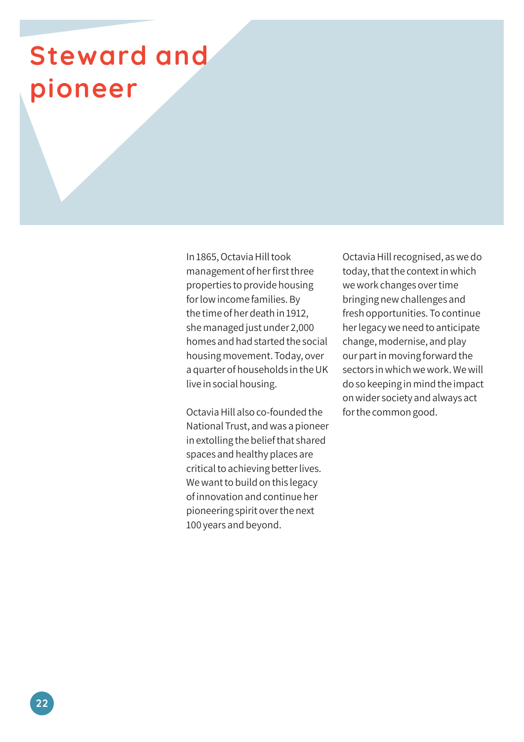# Steward and pioneer

In 1865, Octavia Hill took management of her first three properties to provide housing for low income families. By the time of her death in 1912, she managed just under 2,000 homes and had started the social housing movement. Today, over a quarter of households in the UK live in social housing.

Octavia Hill also co-founded the National Trust, and was a pioneer in extolling the belief that shared spaces and healthy places are critical to achieving better lives. We want to build on this legacy of innovation and continue her pioneering spirit over the next 100 years and beyond.

Octavia Hill recognised, as we do today, that the context in which we work changes over time bringing new challenges and fresh opportunities. To continue her legacy we need to anticipate change, modernise, and play our part in moving forward the sectors in which we work. We will do so keeping in mind the impact on wider society and always act for the common good.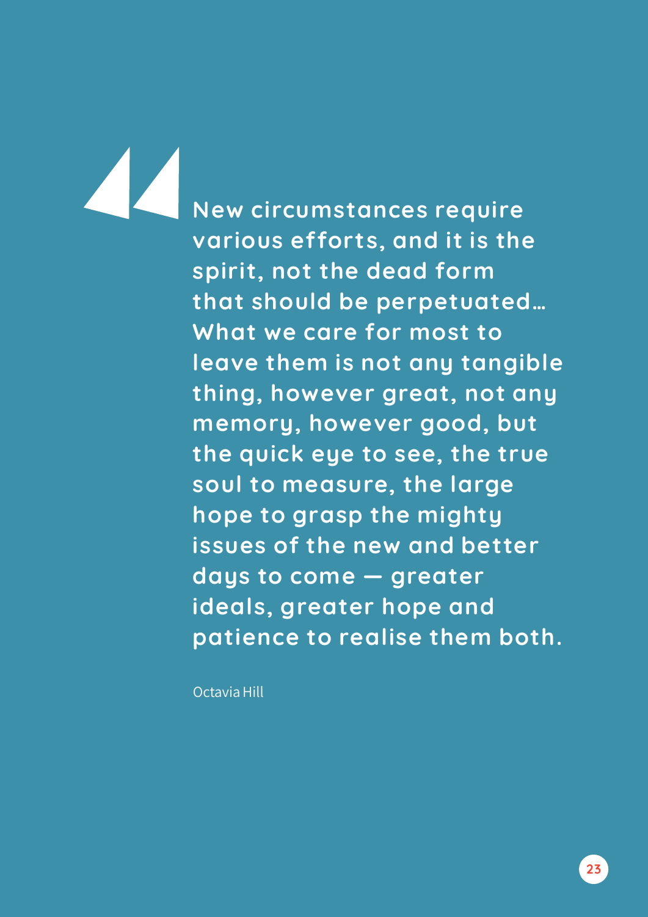> **New circumstances require various efforts, and it is the spirit, not the dead form that should be perpetuated… What we care for most to leave them is not any tangible thing, however great, not any memory, however good, but the quick eye to see, the true soul to measure, the large hope to grasp the mighty issues of the new and better days to come — greater ideals, greater hope and patience to realise them both.**
>
> Octavia Hill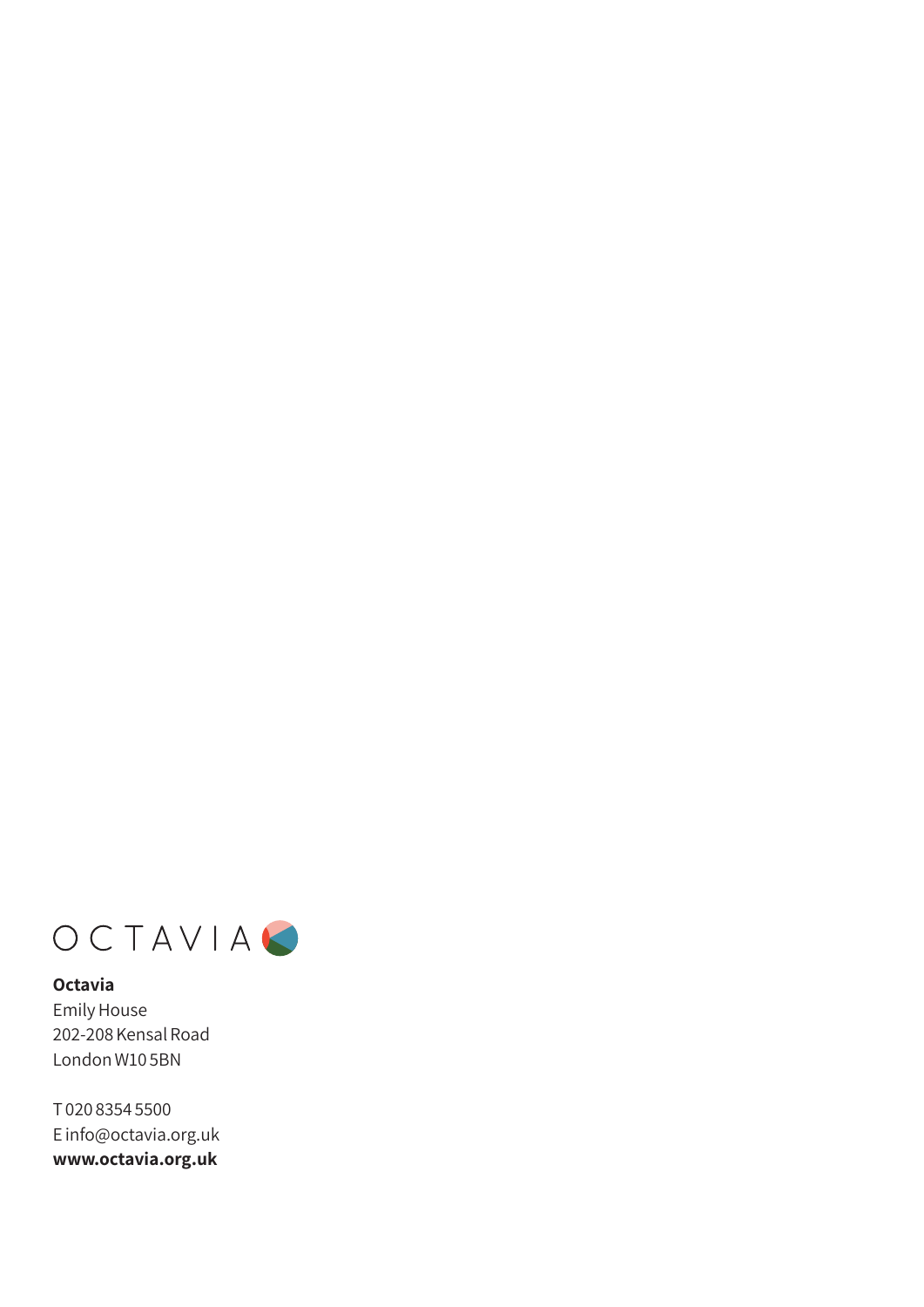OCTAVIA

**Octavia**
Emily House
202-208 Kensal Road
London W10 5BN

T 020 8354 5500
E info@octavia.org.uk
**www.octavia.org.uk**